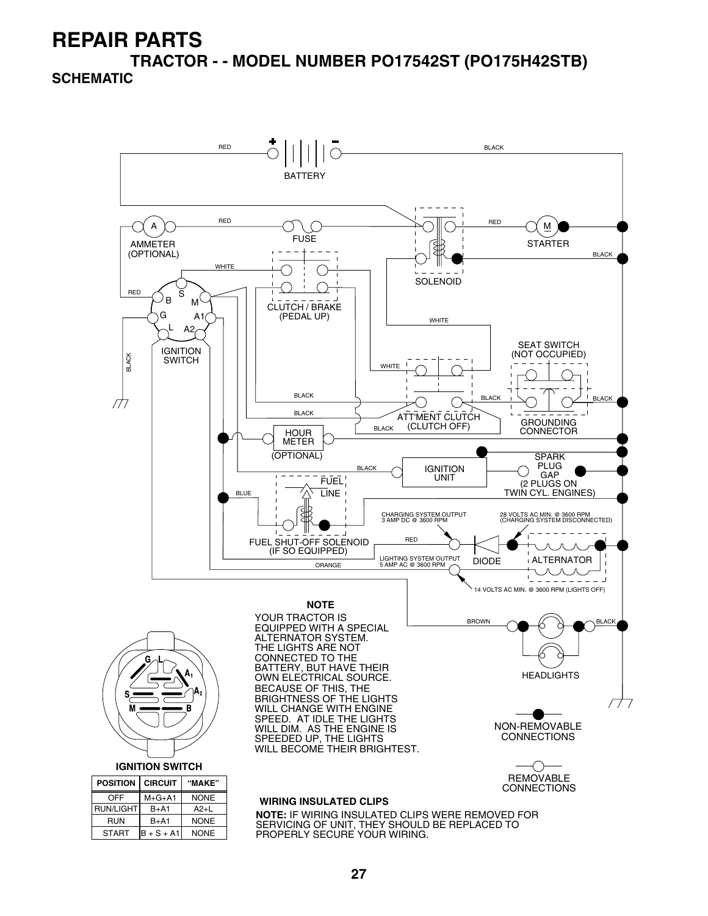# REPAIR PARTS

## TRACTOR - - MODEL NUMBER PO17542ST (PO175H42STB)

### SCHEMATIC

BATTERY

RED | BLACK

AMMETER (OPTIONAL)

FUSE

SOLENOID

STARTER

CLUTCH / BRAKE (PEDAL UP)

IGNITION SWITCH

SEAT SWITCH (NOT OCCUPIED)

ATT'MENT CLUTCH (CLUTCH OFF)

GROUNDING CONNECTOR

HOUR METER (OPTIONAL)

IGNITION UNIT

SPARK PLUG GAP (2 PLUGS ON TWIN CYL. ENGINES)

FUEL LINE

FUEL SHUT-OFF SOLENOID (IF SO EQUIPPED)

CHARGING SYSTEM OUTPUT 3 AMP DC @ 3600 RPM

28 VOLTS AC MIN. @ 3600 RPM (CHARGING SYSTEM DISCONNECTED)

LIGHTING SYSTEM OUTPUT 5 AMP AC @ 3600 RPM

DIODE

ALTERNATOR

14 VOLTS AC MIN. @ 3600 RPM (LIGHTS OFF)

HEADLIGHTS

**NOTE**

YOUR TRACTOR IS EQUIPPED WITH A SPECIAL ALTERNATOR SYSTEM. THE LIGHTS ARE NOT CONNECTED TO THE BATTERY, BUT HAVE THEIR OWN ELECTRICAL SOURCE. BECAUSE OF THIS, THE BRIGHTNESS OF THE LIGHTS WILL CHANGE WITH ENGINE SPEED. AT IDLE THE LIGHTS WILL DIM. AS THE ENGINE IS SPEEDED UP, THE LIGHTS WILL BECOME THEIR BRIGHTEST.

NON-REMOVABLE CONNECTIONS

REMOVABLE CONNECTIONS

**IGNITION SWITCH**

| POSITION | CIRCUIT | "MAKE" |
|---|---|---|
| OFF | M+G+A1 | NONE |
| RUN/LIGHT | B+A1 | A2+L |
| RUN | B+A1 | NONE |
| START | B + S + A1 | NONE |

**WIRING INSULATED CLIPS**

**NOTE:** IF WIRING INSULATED CLIPS WERE REMOVED FOR SERVICING OF UNIT, THEY SHOULD BE REPLACED TO PROPERLY SECURE YOUR WIRING.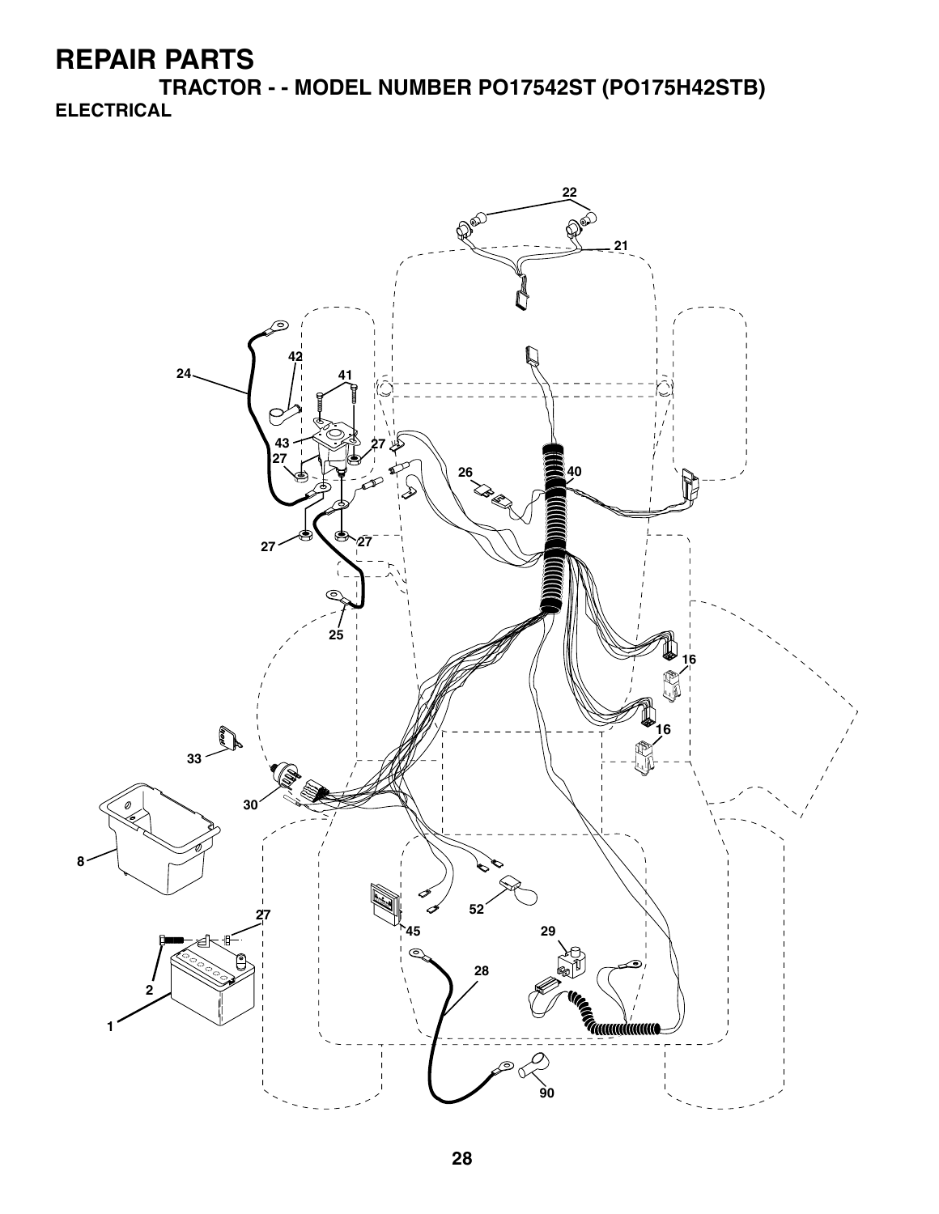# REPAIR PARTS

## TRACTOR - - MODEL NUMBER PO17542ST (PO175H42STB)

### ELECTRICAL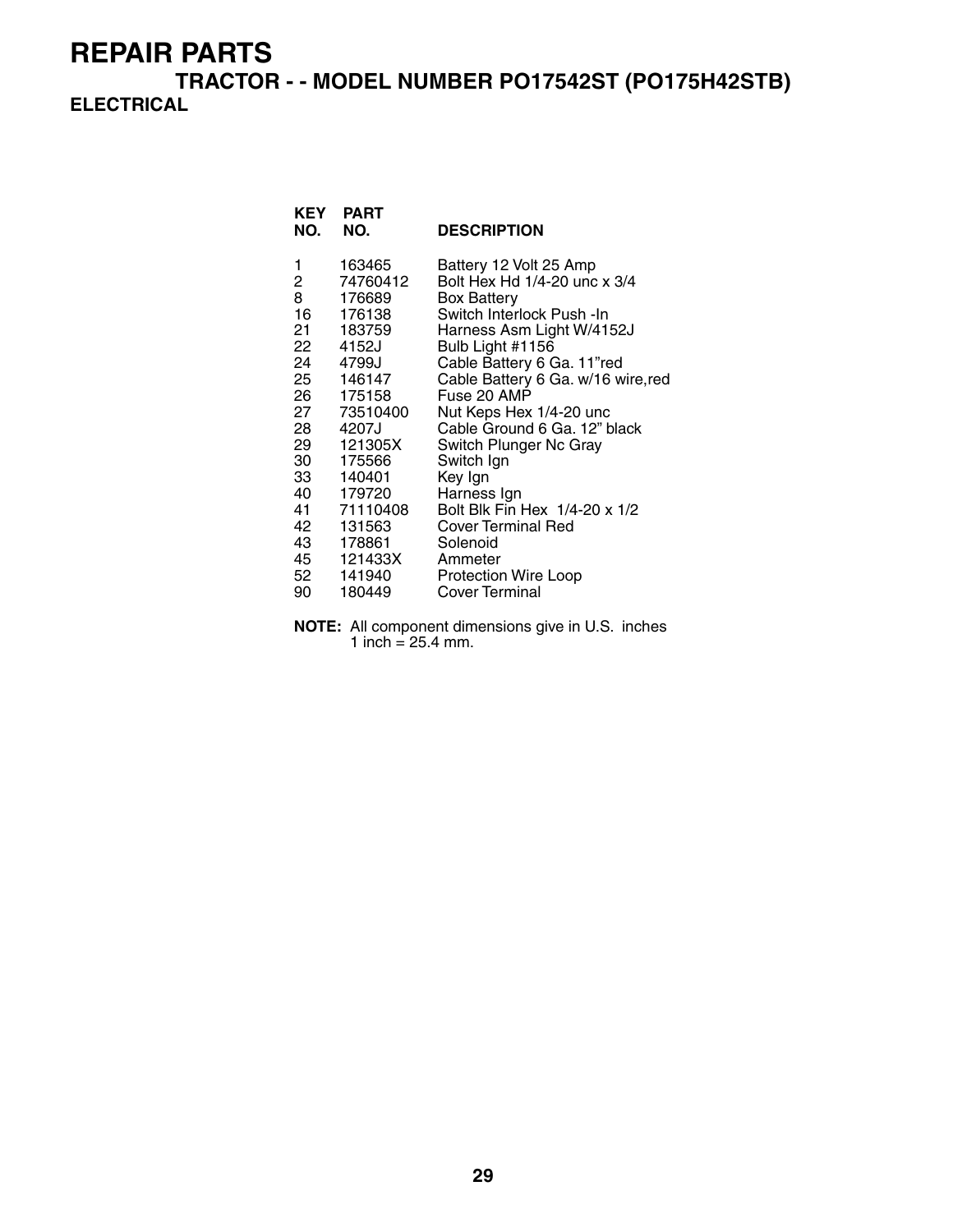# REPAIR PARTS

## TRACTOR - - MODEL NUMBER PO17542ST (PO175H42STB)

### ELECTRICAL

| KEY NO. | PART NO. | DESCRIPTION |
|---|---|---|
| 1 | 163465 | Battery 12 Volt 25 Amp |
| 2 | 74760412 | Bolt Hex Hd 1/4-20 unc x 3/4 |
| 8 | 176689 | Box Battery |
| 16 | 176138 | Switch Interlock Push -In |
| 21 | 183759 | Harness Asm Light W/4152J |
| 22 | 4152J | Bulb Light #1156 |
| 24 | 4799J | Cable Battery 6 Ga. 11"red |
| 25 | 146147 | Cable Battery 6 Ga. w/16 wire,red |
| 26 | 175158 | Fuse 20 AMP |
| 27 | 73510400 | Nut Keps Hex 1/4-20 unc |
| 28 | 4207J | Cable Ground 6 Ga. 12" black |
| 29 | 121305X | Switch Plunger Nc Gray |
| 30 | 175566 | Switch Ign |
| 33 | 140401 | Key Ign |
| 40 | 179720 | Harness Ign |
| 41 | 71110408 | Bolt Blk Fin Hex 1/4-20 x 1/2 |
| 42 | 131563 | Cover Terminal Red |
| 43 | 178861 | Solenoid |
| 45 | 121433X | Ammeter |
| 52 | 141940 | Protection Wire Loop |
| 90 | 180449 | Cover Terminal |

**NOTE:** All component dimensions give in U.S. inches
1 inch = 25.4 mm.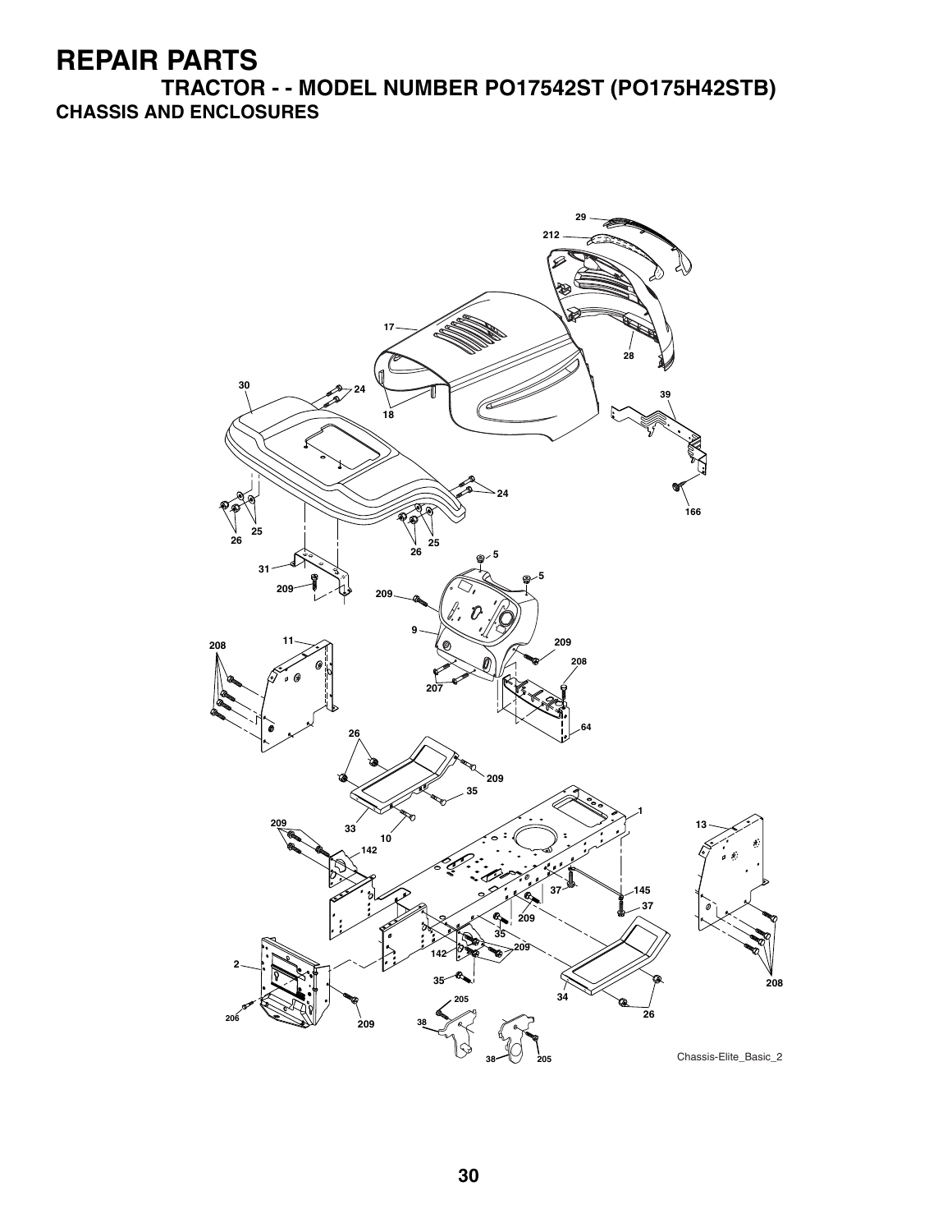# REPAIR PARTS

## TRACTOR - - MODEL NUMBER PO17542ST (PO175H42STB)

### CHASSIS AND ENCLOSURES

Chassis-Elite_Basic_2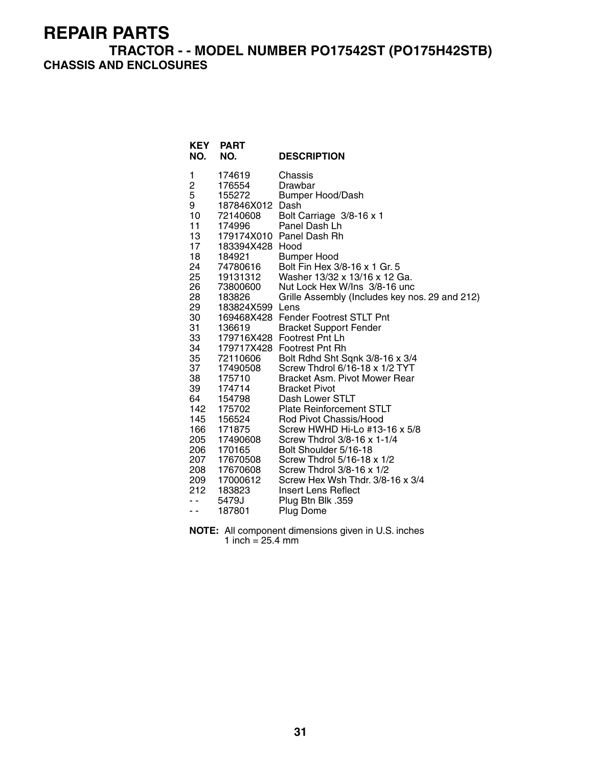# REPAIR PARTS

## TRACTOR - - MODEL NUMBER PO17542ST (PO175H42STB)

### CHASSIS AND ENCLOSURES

| KEY NO. | PART NO. | DESCRIPTION |
|---|---|---|
| 1 | 174619 | Chassis |
| 2 | 176554 | Drawbar |
| 5 | 155272 | Bumper Hood/Dash |
| 9 | 187846X012 | Dash |
| 10 | 72140608 | Bolt Carriage 3/8-16 x 1 |
| 11 | 174996 | Panel Dash Lh |
| 13 | 179174X010 | Panel Dash Rh |
| 17 | 183394X428 | Hood |
| 18 | 184921 | Bumper Hood |
| 24 | 74780616 | Bolt Fin Hex 3/8-16 x 1 Gr. 5 |
| 25 | 19131312 | Washer 13/32 x 13/16 x 12 Ga. |
| 26 | 73800600 | Nut Lock Hex W/Ins 3/8-16 unc |
| 28 | 183826 | Grille Assembly (Includes key nos. 29 and 212) |
| 29 | 183824X599 | Lens |
| 30 | 169468X428 | Fender Footrest STLT Pnt |
| 31 | 136619 | Bracket Support Fender |
| 33 | 179716X428 | Footrest Pnt Lh |
| 34 | 179717X428 | Footrest Pnt Rh |
| 35 | 72110606 | Bolt Rdhd Sht Sqnk 3/8-16 x 3/4 |
| 37 | 17490508 | Screw Thdrol 6/16-18 x 1/2 TYT |
| 38 | 175710 | Bracket Asm. Pivot Mower Rear |
| 39 | 174714 | Bracket Pivot |
| 64 | 154798 | Dash Lower STLT |
| 142 | 175702 | Plate Reinforcement STLT |
| 145 | 156524 | Rod Pivot Chassis/Hood |
| 166 | 171875 | Screw HWHD Hi-Lo #13-16 x 5/8 |
| 205 | 17490608 | Screw Thdrol 3/8-16 x 1-1/4 |
| 206 | 170165 | Bolt Shoulder 5/16-18 |
| 207 | 17670508 | Screw Thdrol 5/16-18 x 1/2 |
| 208 | 17670608 | Screw Thdrol 3/8-16 x 1/2 |
| 209 | 17000612 | Screw Hex Wsh Thdr. 3/8-16 x 3/4 |
| 212 | 183823 | Insert Lens Reflect |
| - - | 5479J | Plug Btn Blk .359 |
| - - | 187801 | Plug Dome |

**NOTE:** All component dimensions given in U.S. inches
1 inch = 25.4 mm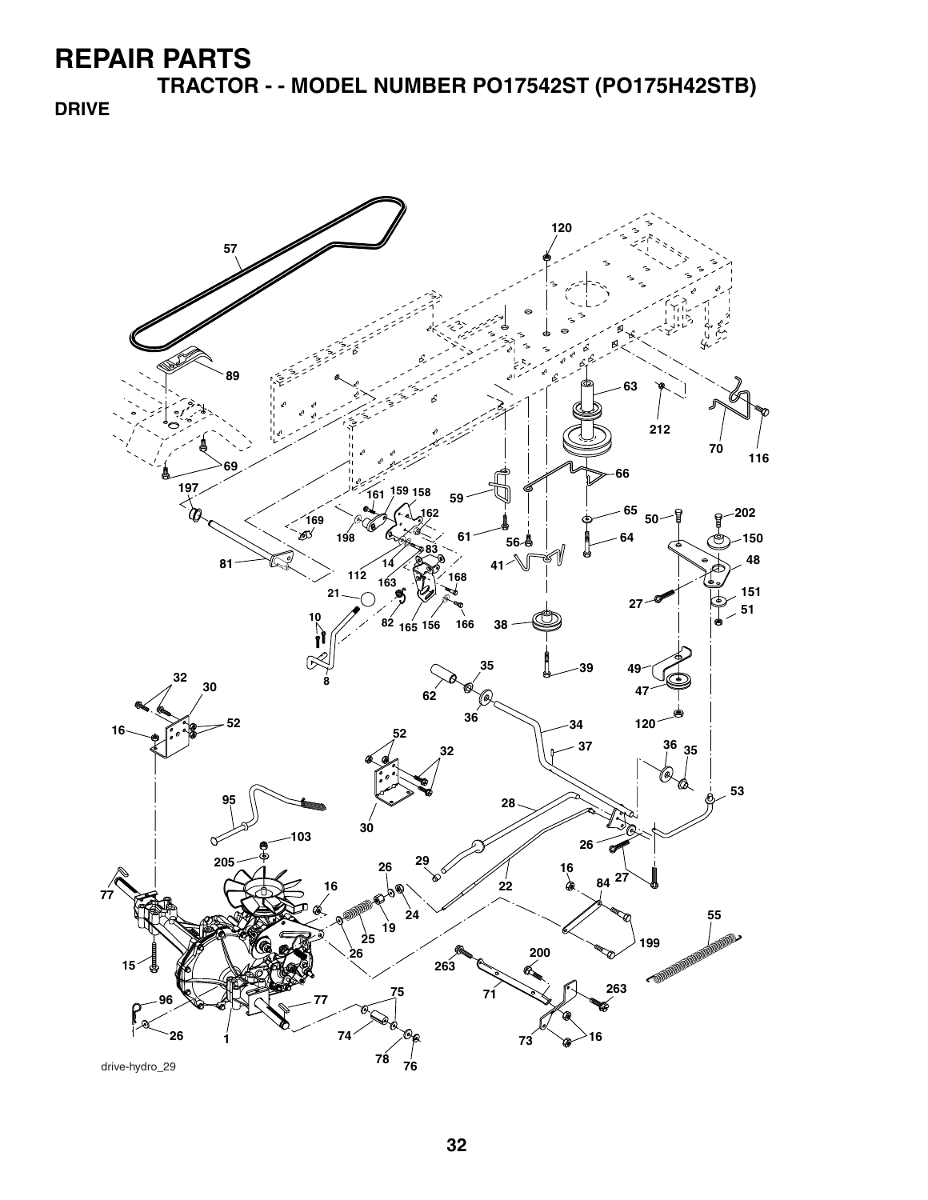# REPAIR PARTS

## TRACTOR - - MODEL NUMBER PO17542ST (PO175H42STB)

### DRIVE

drive-hydro_29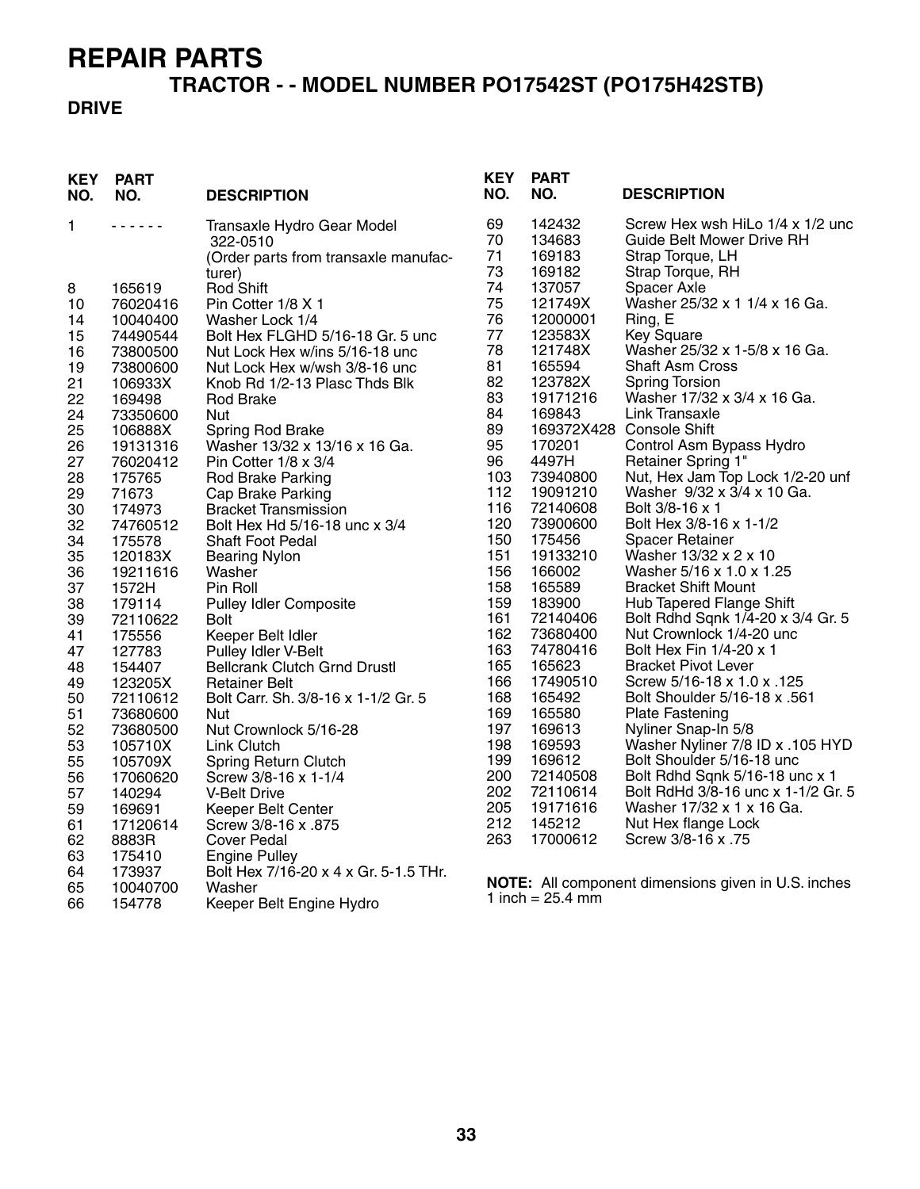# REPAIR PARTS

## TRACTOR - - MODEL NUMBER PO17542ST (PO175H42STB)

### DRIVE

| KEY NO. | PART NO. | DESCRIPTION |
|---|---|---|
| 1 | - - - - - - | Transaxle Hydro Gear Model 322-0510 (Order parts from transaxle manufacturer) |
| 8 | 165619 | Rod Shift |
| 10 | 76020416 | Pin Cotter 1/8 X 1 |
| 14 | 10040400 | Washer Lock 1/4 |
| 15 | 74490544 | Bolt Hex FLGHD 5/16-18 Gr. 5 unc |
| 16 | 73800500 | Nut Lock Hex w/ins 5/16-18 unc |
| 19 | 73800600 | Nut Lock Hex w/wsh 3/8-16 unc |
| 21 | 106933X | Knob Rd 1/2-13 Plasc Thds Blk |
| 22 | 169498 | Rod Brake |
| 24 | 73350600 | Nut |
| 25 | 106888X | Spring Rod Brake |
| 26 | 19131316 | Washer 13/32 x 13/16 x 16 Ga. |
| 27 | 76020412 | Pin Cotter 1/8 x 3/4 |
| 28 | 175765 | Rod Brake Parking |
| 29 | 71673 | Cap Brake Parking |
| 30 | 174973 | Bracket Transmission |
| 32 | 74760512 | Bolt Hex Hd 5/16-18 unc x 3/4 |
| 34 | 175578 | Shaft Foot Pedal |
| 35 | 120183X | Bearing Nylon |
| 36 | 19211616 | Washer |
| 37 | 1572H | Pin Roll |
| 38 | 179114 | Pulley Idler Composite |
| 39 | 72110622 | Bolt |
| 41 | 175556 | Keeper Belt Idler |
| 47 | 127783 | Pulley Idler V-Belt |
| 48 | 154407 | Bellcrank Clutch Grnd Drustl |
| 49 | 123205X | Retainer Belt |
| 50 | 72110612 | Bolt Carr. Sh. 3/8-16 x 1-1/2 Gr. 5 |
| 51 | 73680600 | Nut |
| 52 | 73680500 | Nut Crownlock 5/16-28 |
| 53 | 105710X | Link Clutch |
| 55 | 105709X | Spring Return Clutch |
| 56 | 17060620 | Screw 3/8-16 x 1-1/4 |
| 57 | 140294 | V-Belt Drive |
| 59 | 169691 | Keeper Belt Center |
| 61 | 17120614 | Screw 3/8-16 x .875 |
| 62 | 8883R | Cover Pedal |
| 63 | 175410 | Engine Pulley |
| 64 | 173937 | Bolt Hex 7/16-20 x 4 x Gr. 5-1.5 THr. |
| 65 | 10040700 | Washer |
| 66 | 154778 | Keeper Belt Engine Hydro |
| 69 | 142432 | Screw Hex wsh HiLo 1/4 x 1/2 unc |
| 70 | 134683 | Guide Belt Mower Drive RH |
| 71 | 169183 | Strap Torque, LH |
| 73 | 169182 | Strap Torque, RH |
| 74 | 137057 | Spacer Axle |
| 75 | 121749X | Washer 25/32 x 1 1/4 x 16 Ga. |
| 76 | 12000001 | Ring, E |
| 77 | 123583X | Key Square |
| 78 | 121748X | Washer 25/32 x 1-5/8 x 16 Ga. |
| 81 | 165594 | Shaft Asm Cross |
| 82 | 123782X | Spring Torsion |
| 83 | 19171216 | Washer 17/32 x 3/4 x 16 Ga. |
| 84 | 169843 | Link Transaxle |
| 89 | 169372X428 | Console Shift |
| 95 | 170201 | Control Asm Bypass Hydro |
| 96 | 4497H | Retainer Spring 1" |
| 103 | 73940800 | Nut, Hex Jam Top Lock 1/2-20 unf |
| 112 | 19091210 | Washer 9/32 x 3/4 x 10 Ga. |
| 116 | 72140608 | Bolt 3/8-16 x 1 |
| 120 | 73900600 | Bolt Hex 3/8-16 x 1-1/2 |
| 150 | 175456 | Spacer Retainer |
| 151 | 19133210 | Washer 13/32 x 2 x 10 |
| 156 | 166002 | Washer 5/16 x 1.0 x 1.25 |
| 158 | 165589 | Bracket Shift Mount |
| 159 | 183900 | Hub Tapered Flange Shift |
| 161 | 72140406 | Bolt Rdhd Sqnk 1/4-20 x 3/4 Gr. 5 |
| 162 | 73680400 | Nut Crownlock 1/4-20 unc |
| 163 | 74780416 | Bolt Hex Fin 1/4-20 x 1 |
| 165 | 165623 | Bracket Pivot Lever |
| 166 | 17490510 | Screw 5/16-18 x 1.0 x .125 |
| 168 | 165492 | Bolt Shoulder 5/16-18 x .561 |
| 169 | 165580 | Plate Fastening |
| 197 | 169613 | Nyliner Snap-In 5/8 |
| 198 | 169593 | Washer Nyliner 7/8 ID x .105 HYD |
| 199 | 169612 | Bolt Shoulder 5/16-18 unc |
| 200 | 72140508 | Bolt Rdhd Sqnk 5/16-18 unc x 1 |
| 202 | 72110614 | Bolt RdHd 3/8-16 unc x 1-1/2 Gr. 5 |
| 205 | 19171616 | Washer 17/32 x 1 x 16 Ga. |
| 212 | 145212 | Nut Hex flange Lock |
| 263 | 17000612 | Screw 3/8-16 x .75 |

**NOTE:** All component dimensions given in U.S. inches
1 inch = 25.4 mm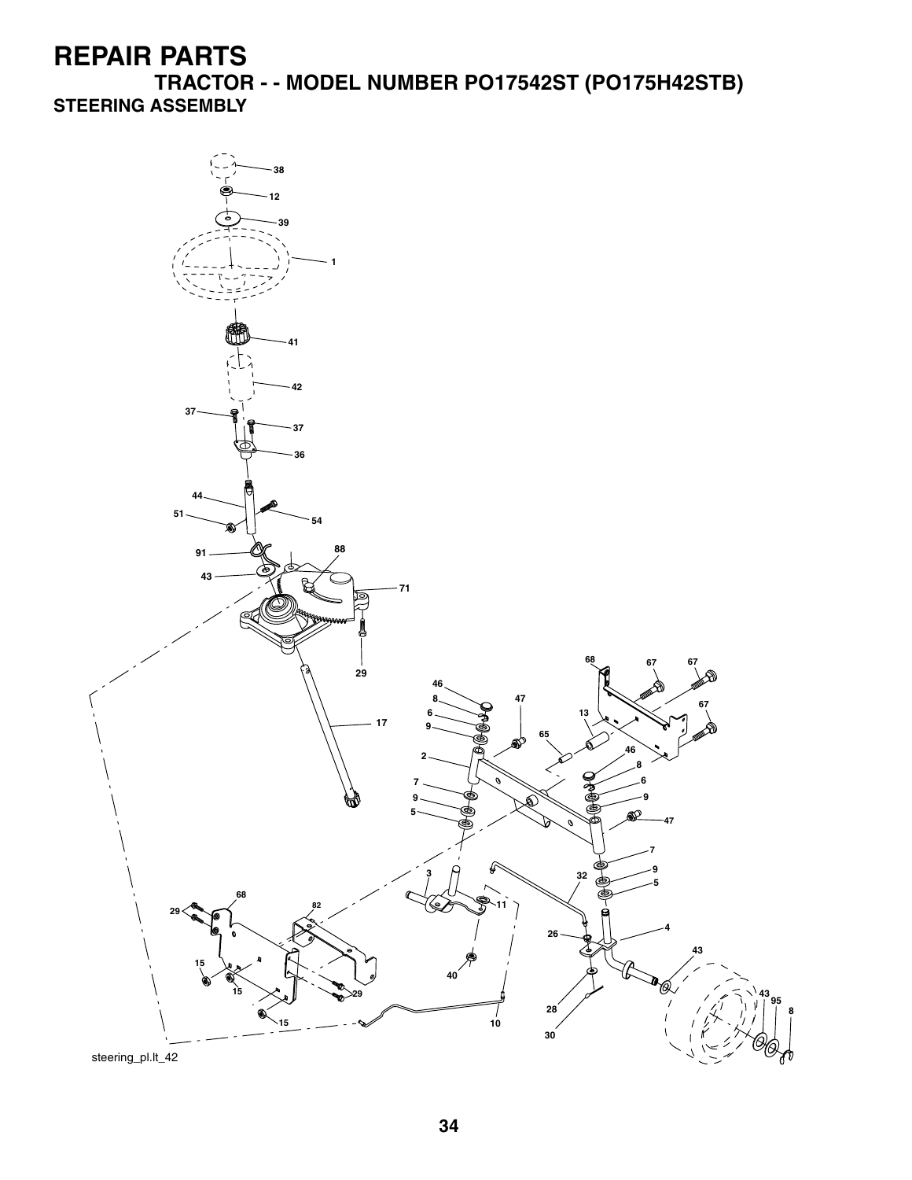# REPAIR PARTS

## TRACTOR - - MODEL NUMBER PO17542ST (PO175H42STB)

### STEERING ASSEMBLY

steering_pl.lt_42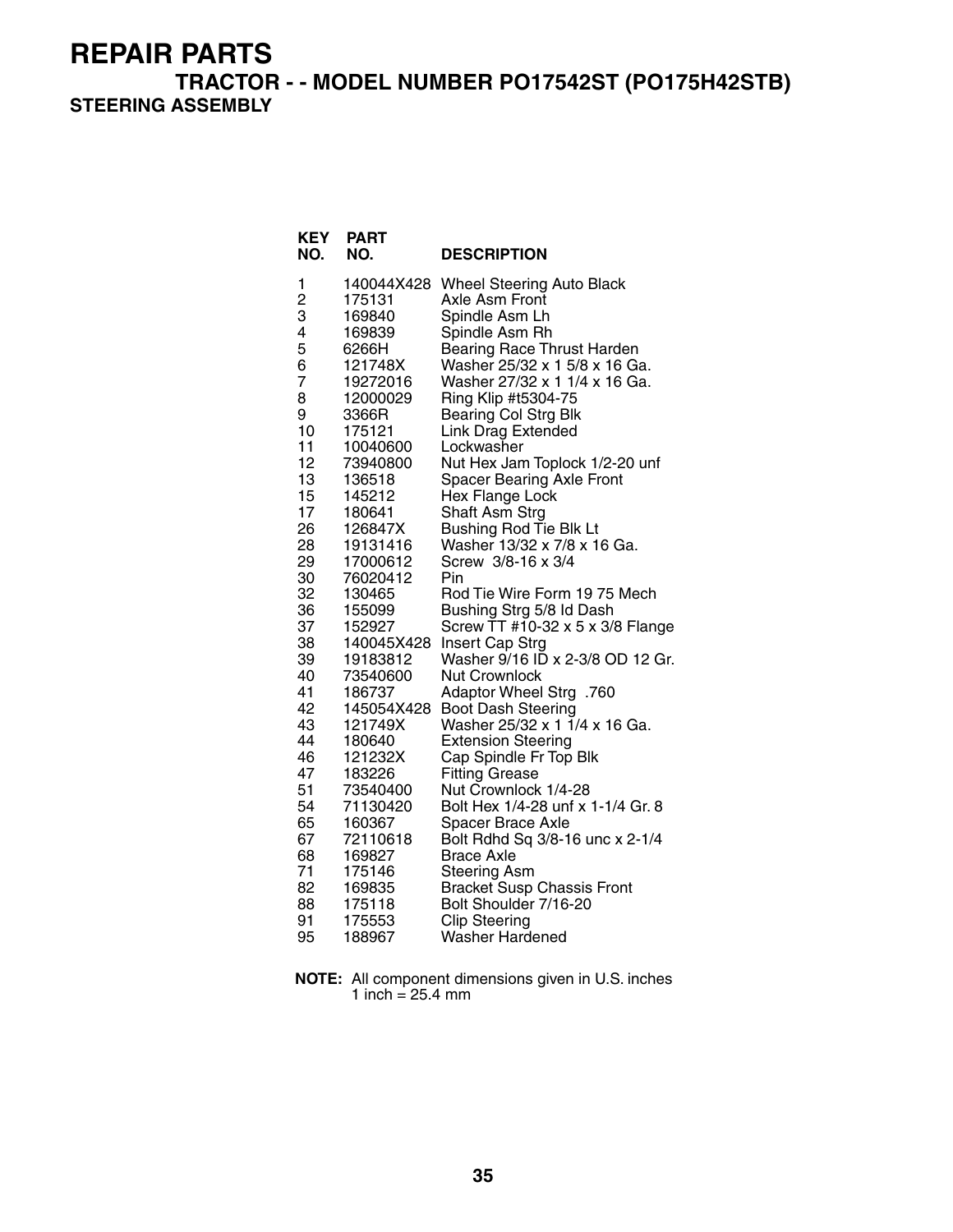# REPAIR PARTS

## TRACTOR - - MODEL NUMBER PO17542ST (PO175H42STB)

### STEERING ASSEMBLY

| KEY NO. | PART NO. | DESCRIPTION |
|---|---|---|
| 1 | 140044X428 | Wheel Steering Auto Black |
| 2 | 175131 | Axle Asm Front |
| 3 | 169840 | Spindle Asm Lh |
| 4 | 169839 | Spindle Asm Rh |
| 5 | 6266H | Bearing Race Thrust Harden |
| 6 | 121748X | Washer 25/32 x 1 5/8 x 16 Ga. |
| 7 | 19272016 | Washer 27/32 x 1 1/4 x 16 Ga. |
| 8 | 12000029 | Ring Klip #t5304-75 |
| 9 | 3366R | Bearing Col Strg Blk |
| 10 | 175121 | Link Drag Extended |
| 11 | 10040600 | Lockwasher |
| 12 | 73940800 | Nut Hex Jam Toplock 1/2-20 unf |
| 13 | 136518 | Spacer Bearing Axle Front |
| 15 | 145212 | Hex Flange Lock |
| 17 | 180641 | Shaft Asm Strg |
| 26 | 126847X | Bushing Rod Tie Blk Lt |
| 28 | 19131416 | Washer 13/32 x 7/8 x 16 Ga. |
| 29 | 17000612 | Screw 3/8-16 x 3/4 |
| 30 | 76020412 | Pin |
| 32 | 130465 | Rod Tie Wire Form 19 75 Mech |
| 36 | 155099 | Bushing Strg 5/8 Id Dash |
| 37 | 152927 | Screw TT #10-32 x 5 x 3/8 Flange |
| 38 | 140045X428 | Insert Cap Strg |
| 39 | 19183812 | Washer 9/16 ID x 2-3/8 OD 12 Gr. |
| 40 | 73540600 | Nut Crownlock |
| 41 | 186737 | Adaptor Wheel Strg .760 |
| 42 | 145054X428 | Boot Dash Steering |
| 43 | 121749X | Washer 25/32 x 1 1/4 x 16 Ga. |
| 44 | 180640 | Extension Steering |
| 46 | 121232X | Cap Spindle Fr Top Blk |
| 47 | 183226 | Fitting Grease |
| 51 | 73540400 | Nut Crownlock 1/4-28 |
| 54 | 71130420 | Bolt Hex 1/4-28 unf x 1-1/4 Gr. 8 |
| 65 | 160367 | Spacer Brace Axle |
| 67 | 72110618 | Bolt Rdhd Sq 3/8-16 unc x 2-1/4 |
| 68 | 169827 | Brace Axle |
| 71 | 175146 | Steering Asm |
| 82 | 169835 | Bracket Susp Chassis Front |
| 88 | 175118 | Bolt Shoulder 7/16-20 |
| 91 | 175553 | Clip Steering |
| 95 | 188967 | Washer Hardened |

**NOTE:** All component dimensions given in U.S. inches
1 inch = 25.4 mm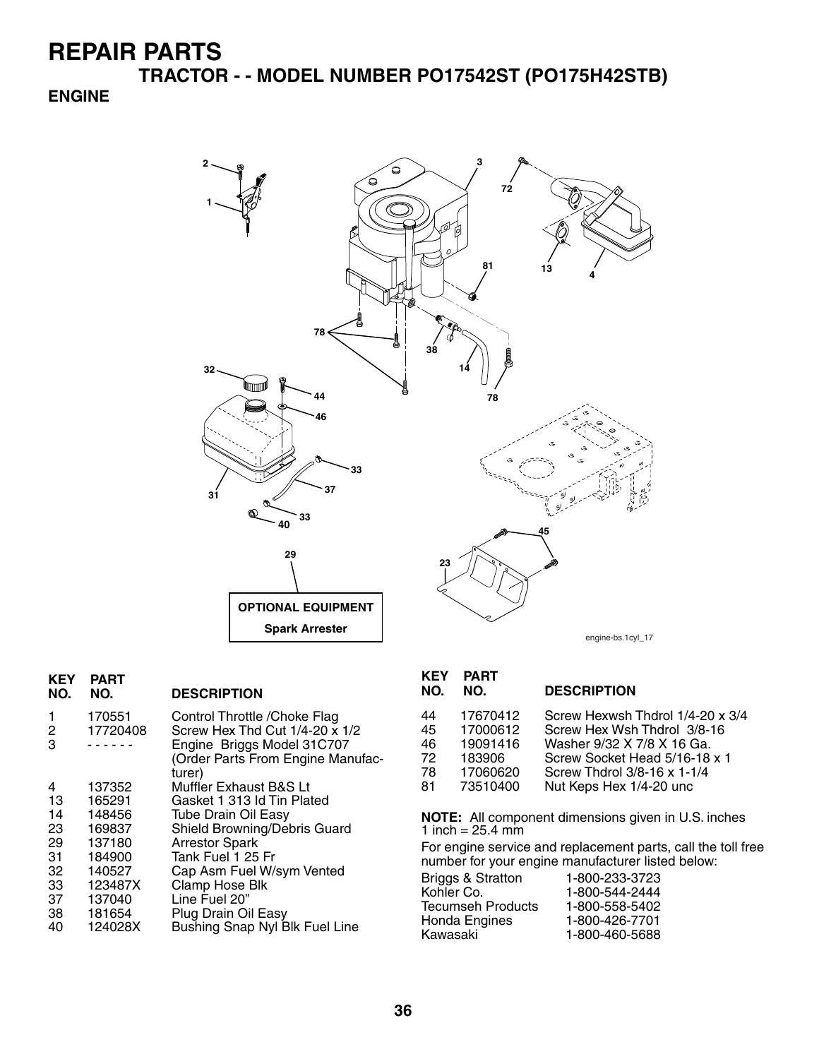# REPAIR PARTS

## TRACTOR - - MODEL NUMBER PO17542ST (PO175H42STB)

### ENGINE

OPTIONAL EQUIPMENT

Spark Arrester

engine-bs.1cyl_17

| KEY NO. | PART NO. | DESCRIPTION |
|---|---|---|
| 1 | 170551 | Control Throttle /Choke Flag |
| 2 | 17720408 | Screw Hex Thd Cut 1/4-20 x 1/2 |
| 3 | - - - - - - | Engine Briggs Model 31C707 (Order Parts From Engine Manufacturer) |
| 4 | 137352 | Muffler Exhaust B&S Lt |
| 13 | 165291 | Gasket 1 313 Id Tin Plated |
| 14 | 148456 | Tube Drain Oil Easy |
| 23 | 169837 | Shield Browning/Debris Guard |
| 29 | 137180 | Arrestor Spark |
| 31 | 184900 | Tank Fuel 1 25 Fr |
| 32 | 140527 | Cap Asm Fuel W/sym Vented |
| 33 | 123487X | Clamp Hose Blk |
| 37 | 137040 | Line Fuel 20" |
| 38 | 181654 | Plug Drain Oil Easy |
| 40 | 124028X | Bushing Snap Nyl Blk Fuel Line |
| 44 | 17670412 | Screw Hexwsh Thdrol 1/4-20 x 3/4 |
| 45 | 17000612 | Screw Hex Wsh Thdrol 3/8-16 |
| 46 | 19091416 | Washer 9/32 X 7/8 X 16 Ga. |
| 72 | 183906 | Screw Socket Head 5/16-18 x 1 |
| 78 | 17060620 | Screw Thdrol 3/8-16 x 1-1/4 |
| 81 | 73510400 | Nut Keps Hex 1/4-20 unc |

**NOTE:** All component dimensions given in U.S. inches
1 inch = 25.4 mm

For engine service and replacement parts, call the toll free number for your engine manufacturer listed below:

| | |
|---|---|
| Briggs & Stratton | 1-800-233-3723 |
| Kohler Co. | 1-800-544-2444 |
| Tecumseh Products | 1-800-558-5402 |
| Honda Engines | 1-800-426-7701 |
| Kawasaki | 1-800-460-5688 |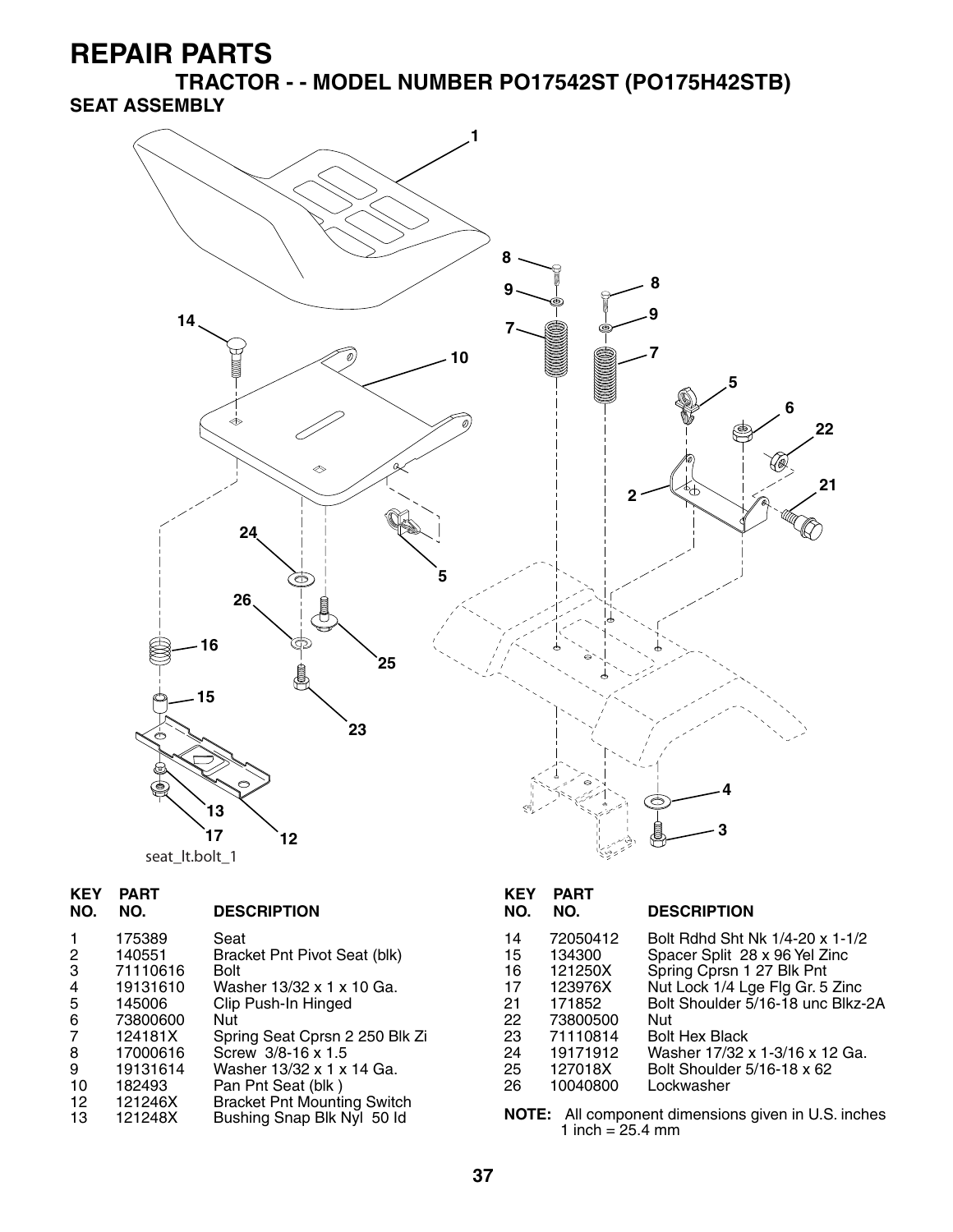# REPAIR PARTS

## TRACTOR - - MODEL NUMBER PO17542ST (PO175H42STB)

### SEAT ASSEMBLY

seat_lt.bolt_1

| KEY NO. | PART NO. | DESCRIPTION |
|---|---|---|
| 1 | 175389 | Seat |
| 2 | 140551 | Bracket Pnt Pivot Seat (blk) |
| 3 | 71110616 | Bolt |
| 4 | 19131610 | Washer 13/32 x 1 x 10 Ga. |
| 5 | 145006 | Clip Push-In Hinged |
| 6 | 73800600 | Nut |
| 7 | 124181X | Spring Seat Cprsn 2 250 Blk Zi |
| 8 | 17000616 | Screw 3/8-16 x 1.5 |
| 9 | 19131614 | Washer 13/32 x 1 x 14 Ga. |
| 10 | 182493 | Pan Pnt Seat (blk ) |
| 12 | 121246X | Bracket Pnt Mounting Switch |
| 13 | 121248X | Bushing Snap Blk Nyl 50 Id |
| 14 | 72050412 | Bolt Rdhd Sht Nk 1/4-20 x 1-1/2 |
| 15 | 134300 | Spacer Split 28 x 96 Yel Zinc |
| 16 | 121250X | Spring Cprsn 1 27 Blk Pnt |
| 17 | 123976X | Nut Lock 1/4 Lge Flg Gr. 5 Zinc |
| 21 | 171852 | Bolt Shoulder 5/16-18 unc Blkz-2A |
| 22 | 73800500 | Nut |
| 23 | 71110814 | Bolt Hex Black |
| 24 | 19171912 | Washer 17/32 x 1-3/16 x 12 Ga. |
| 25 | 127018X | Bolt Shoulder 5/16-18 x 62 |
| 26 | 10040800 | Lockwasher |

**NOTE:** All component dimensions given in U.S. inches
1 inch = 25.4 mm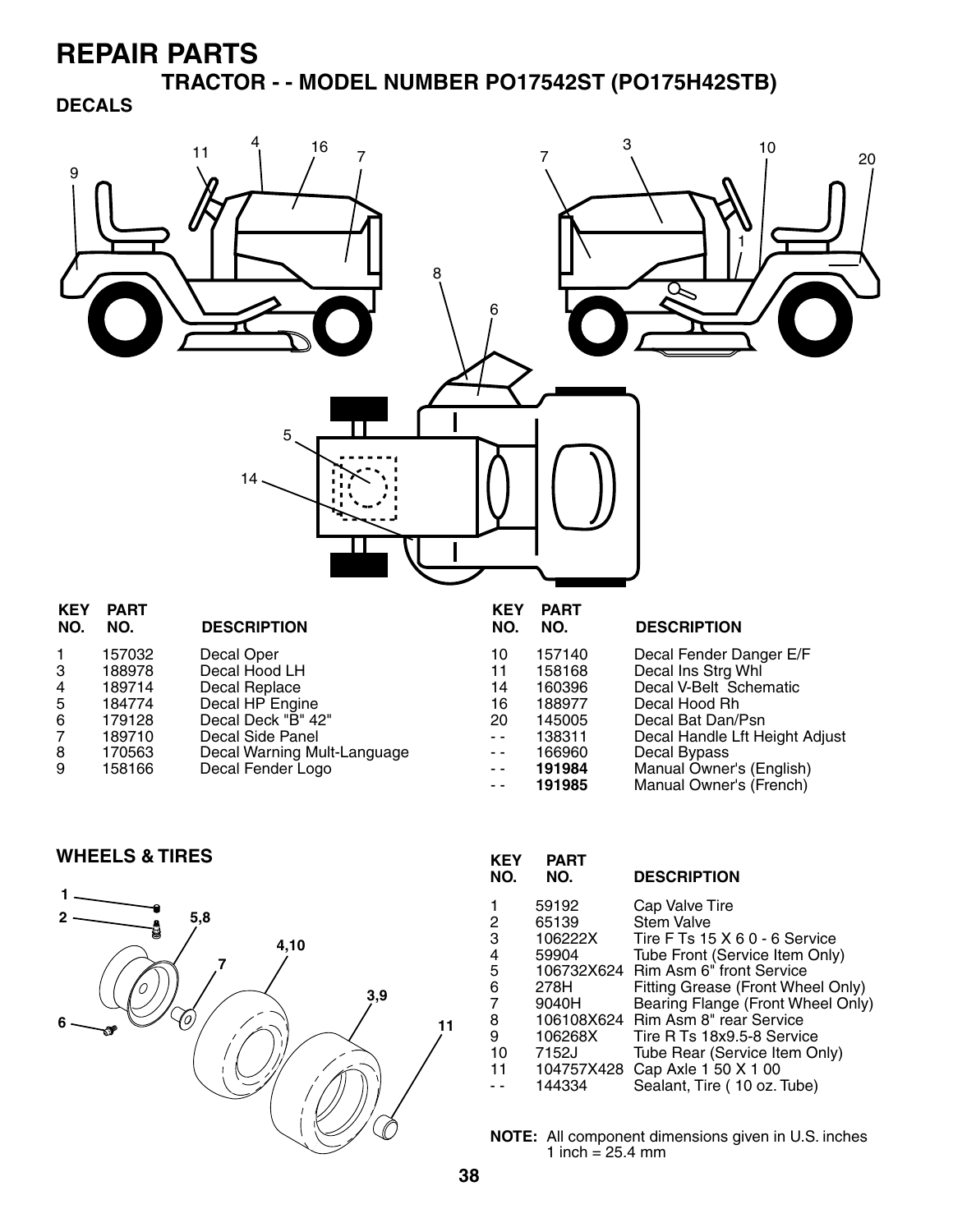# REPAIR PARTS

## TRACTOR - - MODEL NUMBER PO17542ST (PO175H42STB)

### DECALS

| KEY NO. | PART NO. | DESCRIPTION |
|---|---|---|
| 1 | 157032 | Decal Oper |
| 3 | 188978 | Decal Hood LH |
| 4 | 189714 | Decal Replace |
| 5 | 184774 | Decal HP Engine |
| 6 | 179128 | Decal Deck "B" 42" |
| 7 | 189710 | Decal Side Panel |
| 8 | 170563 | Decal Warning Mult-Language |
| 9 | 158166 | Decal Fender Logo |
| 10 | 157140 | Decal Fender Danger E/F |
| 11 | 158168 | Decal Ins Strg Whl |
| 14 | 160396 | Decal V-Belt Schematic |
| 16 | 188977 | Decal Hood Rh |
| 20 | 145005 | Decal Bat Dan/Psn |
| - - | 138311 | Decal Handle Lft Height Adjust |
| - - | 166960 | Decal Bypass |
| - - | **191984** | Manual Owner's (English) |
| - - | **191985** | Manual Owner's (French) |

### WHEELS & TIRES

| KEY NO. | PART NO. | DESCRIPTION |
|---|---|---|
| 1 | 59192 | Cap Valve Tire |
| 2 | 65139 | Stem Valve |
| 3 | 106222X | Tire F Ts 15 X 6 0 - 6 Service |
| 4 | 59904 | Tube Front (Service Item Only) |
| 5 | 106732X624 | Rim Asm 6" front Service |
| 6 | 278H | Fitting Grease (Front Wheel Only) |
| 7 | 9040H | Bearing Flange (Front Wheel Only) |
| 8 | 106108X624 | Rim Asm 8" rear Service |
| 9 | 106268X | Tire R Ts 18x9.5-8 Service |
| 10 | 7152J | Tube Rear (Service Item Only) |
| 11 | 104757X428 | Cap Axle 1 50 X 1 00 |
| - - | 144334 | Sealant, Tire ( 10 oz. Tube) |

**NOTE:** All component dimensions given in U.S. inches
1 inch = 25.4 mm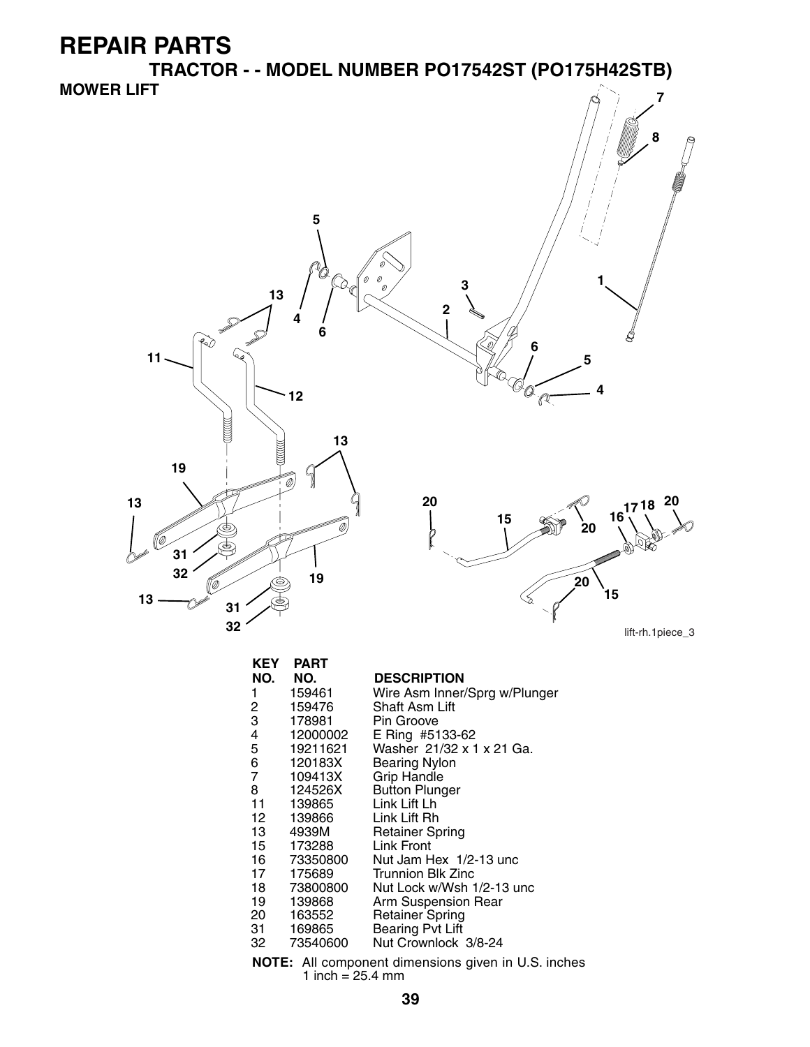# REPAIR PARTS

## TRACTOR - - MODEL NUMBER PO17542ST (PO175H42STB)

### MOWER LIFT

lift-rh.1piece_3

| KEY NO. | PART NO. | DESCRIPTION |
|---|---|---|
| 1 | 159461 | Wire Asm Inner/Sprg w/Plunger |
| 2 | 159476 | Shaft Asm Lift |
| 3 | 178981 | Pin Groove |
| 4 | 12000002 | E Ring #5133-62 |
| 5 | 19211621 | Washer 21/32 x 1 x 21 Ga. |
| 6 | 120183X | Bearing Nylon |
| 7 | 109413X | Grip Handle |
| 8 | 124526X | Button Plunger |
| 11 | 139865 | Link Lift Lh |
| 12 | 139866 | Link Lift Rh |
| 13 | 4939M | Retainer Spring |
| 15 | 173288 | Link Front |
| 16 | 73350800 | Nut Jam Hex 1/2-13 unc |
| 17 | 175689 | Trunnion Blk Zinc |
| 18 | 73800800 | Nut Lock w/Wsh 1/2-13 unc |
| 19 | 139868 | Arm Suspension Rear |
| 20 | 163552 | Retainer Spring |
| 31 | 169865 | Bearing Pvt Lift |
| 32 | 73540600 | Nut Crownlock 3/8-24 |

**NOTE:** All component dimensions given in U.S. inches
1 inch = 25.4 mm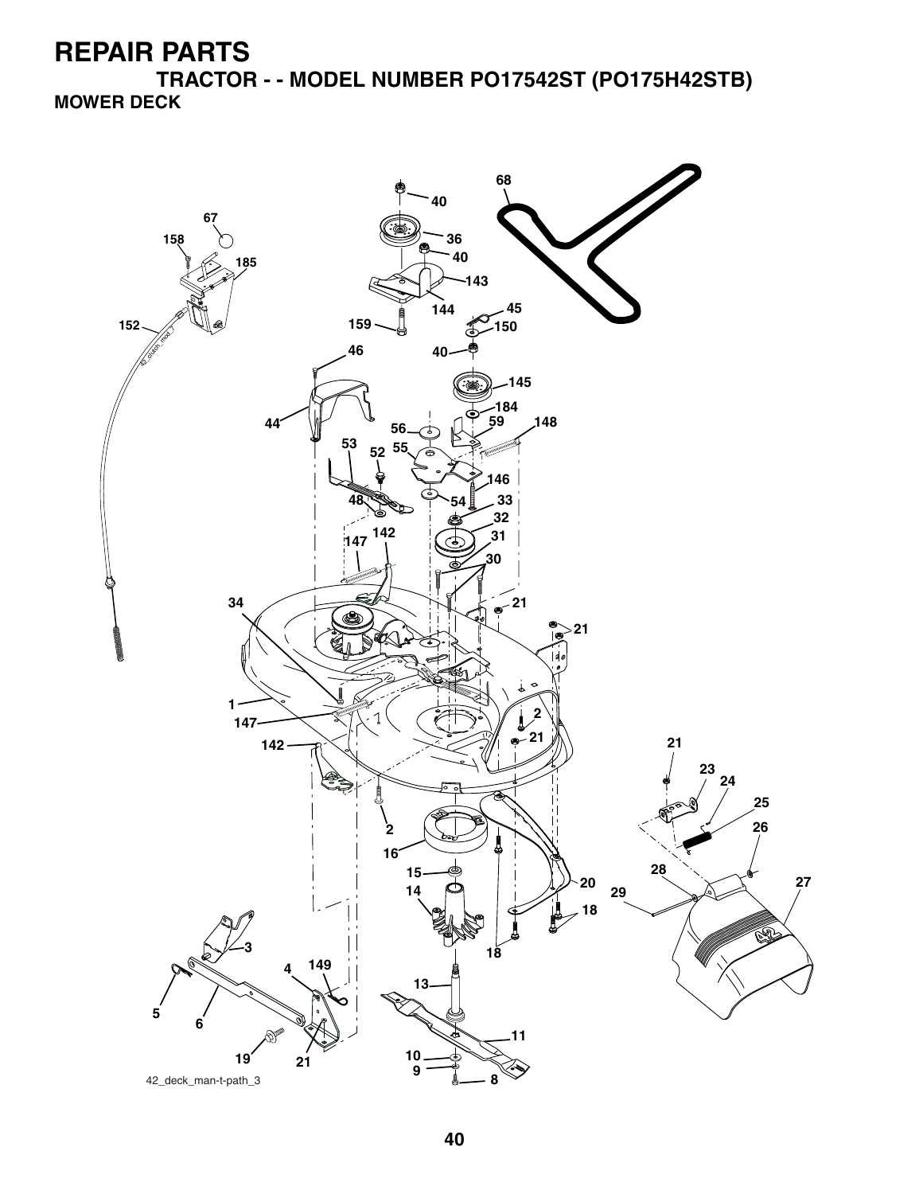# REPAIR PARTS

## TRACTOR - - MODEL NUMBER PO17542ST (PO175H42STB)

### MOWER DECK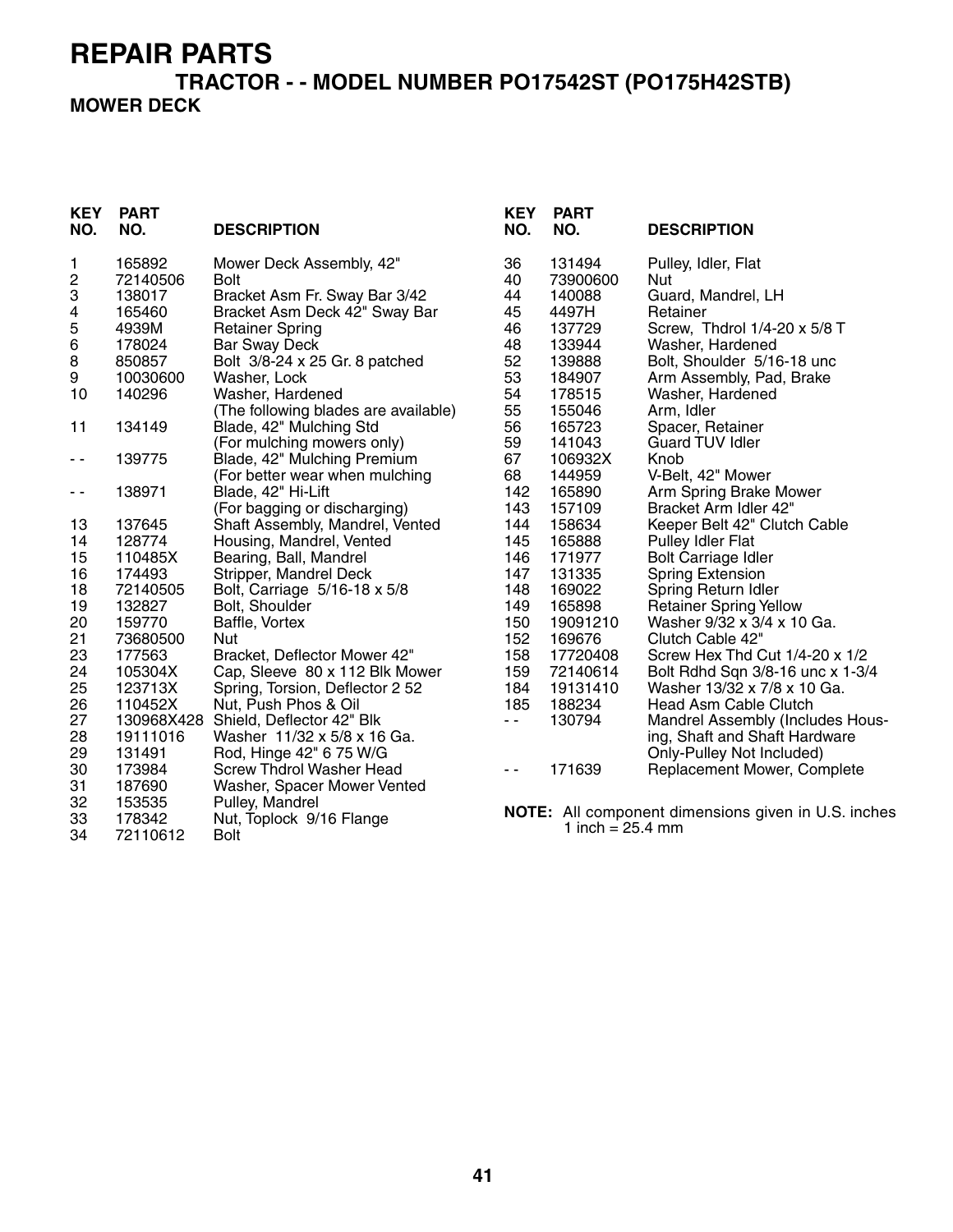# REPAIR PARTS

## TRACTOR - - MODEL NUMBER PO17542ST (PO175H42STB)

### MOWER DECK

| KEY NO. | PART NO. | DESCRIPTION |
|---|---|---|
| 1 | 165892 | Mower Deck Assembly, 42" |
| 2 | 72140506 | Bolt |
| 3 | 138017 | Bracket Asm Fr. Sway Bar 3/42 |
| 4 | 165460 | Bracket Asm Deck 42" Sway Bar |
| 5 | 4939M | Retainer Spring |
| 6 | 178024 | Bar Sway Deck |
| 8 | 850857 | Bolt 3/8-24 x 25 Gr. 8 patched |
| 9 | 10030600 | Washer, Lock |
| 10 | 140296 | Washer, Hardened |
| | | (The following blades are available) |
| 11 | 134149 | Blade, 42" Mulching Std |
| | | (For mulching mowers only) |
| - - | 139775 | Blade, 42" Mulching Premium |
| | | (For better wear when mulching |
| - - | 138971 | Blade, 42" Hi-Lift |
| | | (For bagging or discharging) |
| 13 | 137645 | Shaft Assembly, Mandrel, Vented |
| 14 | 128774 | Housing, Mandrel, Vented |
| 15 | 110485X | Bearing, Ball, Mandrel |
| 16 | 174493 | Stripper, Mandrel Deck |
| 18 | 72140505 | Bolt, Carriage 5/16-18 x 5/8 |
| 19 | 132827 | Bolt, Shoulder |
| 20 | 159770 | Baffle, Vortex |
| 21 | 73680500 | Nut |
| 23 | 177563 | Bracket, Deflector Mower 42" |
| 24 | 105304X | Cap, Sleeve 80 x 112 Blk Mower |
| 25 | 123713X | Spring, Torsion, Deflector 2 52 |
| 26 | 110452X | Nut, Push Phos & Oil |
| 27 | 130968X428 | Shield, Deflector 42" Blk |
| 28 | 19111016 | Washer 11/32 x 5/8 x 16 Ga. |
| 29 | 131491 | Rod, Hinge 42" 6 75 W/G |
| 30 | 173984 | Screw Thdrol Washer Head |
| 31 | 187690 | Washer, Spacer Mower Vented |
| 32 | 153535 | Pulley, Mandrel |
| 33 | 178342 | Nut, Toplock 9/16 Flange |
| 34 | 72110612 | Bolt |
| 36 | 131494 | Pulley, Idler, Flat |
| 40 | 73900600 | Nut |
| 44 | 140088 | Guard, Mandrel, LH |
| 45 | 4497H | Retainer |
| 46 | 137729 | Screw, Thdrol 1/4-20 x 5/8 T |
| 48 | 133944 | Washer, Hardened |
| 52 | 139888 | Bolt, Shoulder 5/16-18 unc |
| 53 | 184907 | Arm Assembly, Pad, Brake |
| 54 | 178515 | Washer, Hardened |
| 55 | 155046 | Arm, Idler |
| 56 | 165723 | Spacer, Retainer |
| 59 | 141043 | Guard TUV Idler |
| 67 | 106932X | Knob |
| 68 | 144959 | V-Belt, 42" Mower |
| 142 | 165890 | Arm Spring Brake Mower |
| 143 | 157109 | Bracket Arm Idler 42" |
| 144 | 158634 | Keeper Belt 42" Clutch Cable |
| 145 | 165888 | Pulley Idler Flat |
| 146 | 171977 | Bolt Carriage Idler |
| 147 | 131335 | Spring Extension |
| 148 | 169022 | Spring Return Idler |
| 149 | 165898 | Retainer Spring Yellow |
| 150 | 19091210 | Washer 9/32 x 3/4 x 10 Ga. |
| 152 | 169676 | Clutch Cable 42" |
| 158 | 17720408 | Screw Hex Thd Cut 1/4-20 x 1/2 |
| 159 | 72140614 | Bolt Rdhd Sqn 3/8-16 unc x 1-3/4 |
| 184 | 19131410 | Washer 13/32 x 7/8 x 10 Ga. |
| 185 | 188234 | Head Asm Cable Clutch |
| - - | 130794 | Mandrel Assembly (Includes Housing, Shaft and Shaft Hardware Only-Pulley Not Included) |
| - - | 171639 | Replacement Mower, Complete |

**NOTE:** All component dimensions given in U.S. inches
1 inch = 25.4 mm